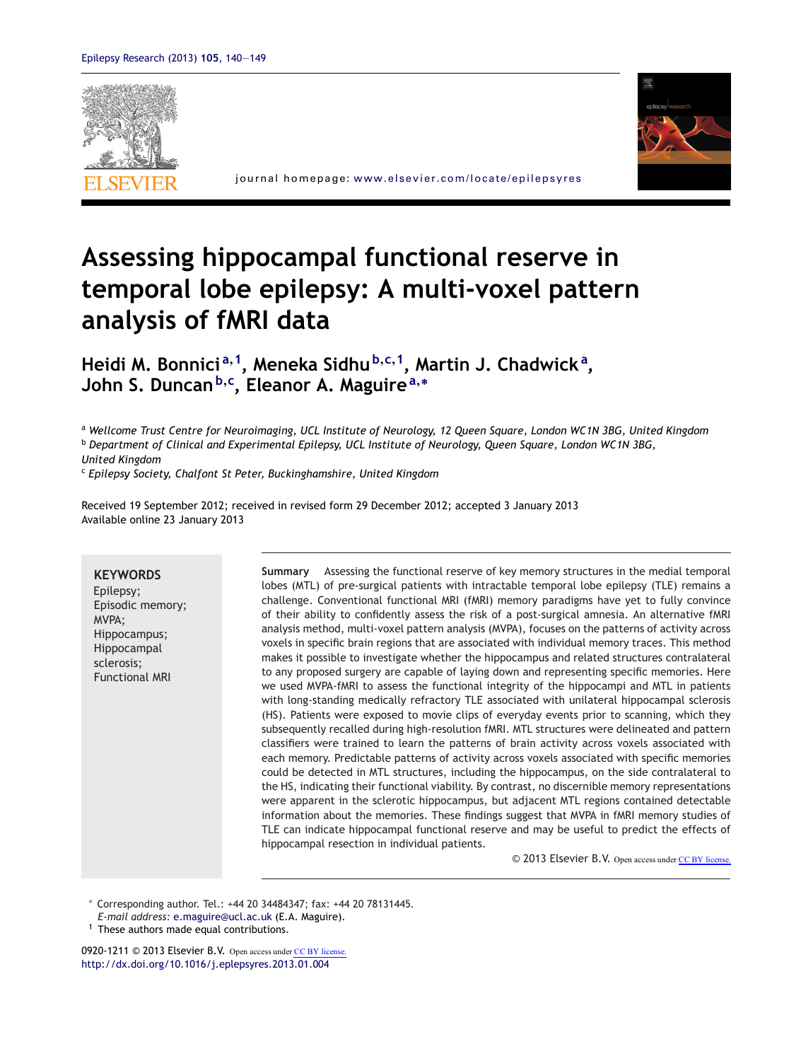# Assessing hippocampal functional reserve in temporal lobe epilepsy: A multi-voxel pattern analysis of fMRI data

**Heidi M. Bonnici**[a,1], **Meneka Sidhu**[b,c,1], **Martin J. Chadwick**[a], **John S. Duncan**[b,c], **Eleanor A. Maguire**[a,*]

[a] *Wellcome Trust Centre for Neuroimaging, UCL Institute of Neurology, 12 Queen Square, London WC1N 3BG, United Kingdom*
[b] *Department of Clinical and Experimental Epilepsy, UCL Institute of Neurology, Queen Square, London WC1N 3BG, United Kingdom*
[c] *Epilepsy Society, Chalfont St Peter, Buckinghamshire, United Kingdom*

Received 19 September 2012; received in revised form 29 December 2012; accepted 3 January 2013
Available online 23 January 2013

**KEYWORDS**
Epilepsy;
Episodic memory;
MVPA;
Hippocampus;
Hippocampal sclerosis;
Functional MRI

**Summary** Assessing the functional reserve of key memory structures in the medial temporal lobes (MTL) of pre-surgical patients with intractable temporal lobe epilepsy (TLE) remains a challenge. Conventional functional MRI (fMRI) memory paradigms have yet to fully convince of their ability to confidently assess the risk of a post-surgical amnesia. An alternative fMRI analysis method, multi-voxel pattern analysis (MVPA), focuses on the patterns of activity across voxels in specific brain regions that are associated with individual memory traces. This method makes it possible to investigate whether the hippocampus and related structures contralateral to any proposed surgery are capable of laying down and representing specific memories. Here we used MVPA-fMRI to assess the functional integrity of the hippocampi and MTL in patients with long-standing medically refractory TLE associated with unilateral hippocampal sclerosis (HS). Patients were exposed to movie clips of everyday events prior to scanning, which they subsequently recalled during high-resolution fMRI. MTL structures were delineated and pattern classifiers were trained to learn the patterns of brain activity across voxels associated with each memory. Predictable patterns of activity across voxels associated with specific memories could be detected in MTL structures, including the hippocampus, on the side contralateral to the HS, indicating their functional viability. By contrast, no discernible memory representations were apparent in the sclerotic hippocampus, but adjacent MTL regions contained detectable information about the memories. These findings suggest that MVPA in fMRI memory studies of TLE can indicate hippocampal functional reserve and may be useful to predict the effects of hippocampal resection in individual patients.

© 2013 Elsevier B.V. Open access under CC BY license.

\* Corresponding author. Tel.: +44 20 34484347; fax: +44 20 78131445.
*E-mail address:* e.maguire@ucl.ac.uk (E.A. Maguire).
[1] These authors made equal contributions.

0920-1211 © 2013 Elsevier B.V. Open access under CC BY license.
http://dx.doi.org/10.1016/j.eplepsyres.2013.01.004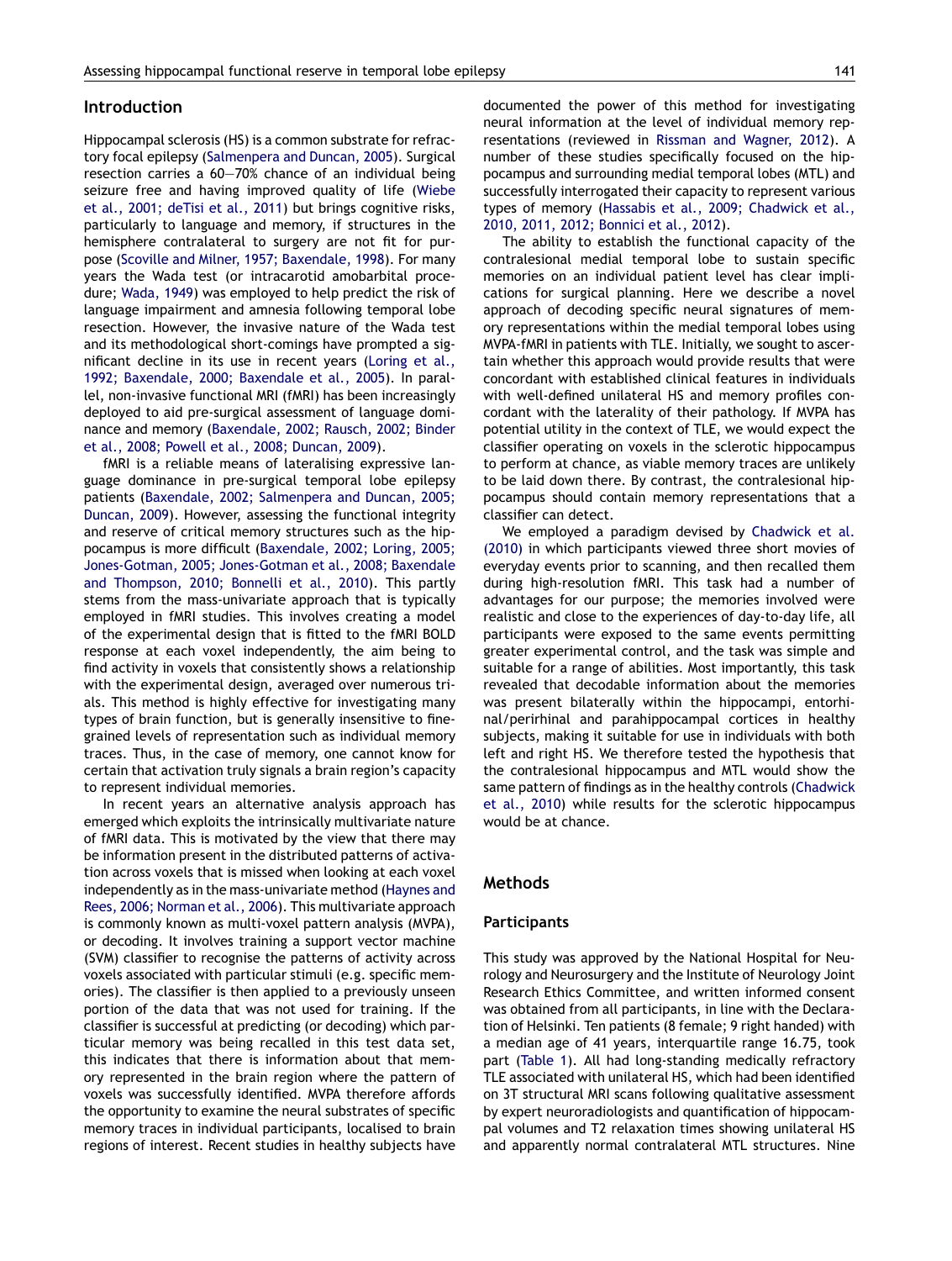## Introduction

Hippocampal sclerosis (HS) is a common substrate for refractory focal epilepsy (Salmenpera and Duncan, 2005). Surgical resection carries a 60—70% chance of an individual being seizure free and having improved quality of life (Wiebe et al., 2001; deTisi et al., 2011) but brings cognitive risks, particularly to language and memory, if structures in the hemisphere contralateral to surgery are not fit for purpose (Scoville and Milner, 1957; Baxendale, 1998). For many years the Wada test (or intracarotid amobarbital procedure; Wada, 1949) was employed to help predict the risk of language impairment and amnesia following temporal lobe resection. However, the invasive nature of the Wada test and its methodological short-comings have prompted a significant decline in its use in recent years (Loring et al., 1992; Baxendale, 2000; Baxendale et al., 2005). In parallel, non-invasive functional MRI (fMRI) has been increasingly deployed to aid pre-surgical assessment of language dominance and memory (Baxendale, 2002; Rausch, 2002; Binder et al., 2008; Powell et al., 2008; Duncan, 2009).

fMRI is a reliable means of lateralising expressive language dominance in pre-surgical temporal lobe epilepsy patients (Baxendale, 2002; Salmenpera and Duncan, 2005; Duncan, 2009). However, assessing the functional integrity and reserve of critical memory structures such as the hippocampus is more difficult (Baxendale, 2002; Loring, 2005; Jones-Gotman, 2005; Jones-Gotman et al., 2008; Baxendale and Thompson, 2010; Bonnelli et al., 2010). This partly stems from the mass-univariate approach that is typically employed in fMRI studies. This involves creating a model of the experimental design that is fitted to the fMRI BOLD response at each voxel independently, the aim being to find activity in voxels that consistently shows a relationship with the experimental design, averaged over numerous trials. This method is highly effective for investigating many types of brain function, but is generally insensitive to fine-grained levels of representation such as individual memory traces. Thus, in the case of memory, one cannot know for certain that activation truly signals a brain region's capacity to represent individual memories.

In recent years an alternative analysis approach has emerged which exploits the intrinsically multivariate nature of fMRI data. This is motivated by the view that there may be information present in the distributed patterns of activation across voxels that is missed when looking at each voxel independently as in the mass-univariate method (Haynes and Rees, 2006; Norman et al., 2006). This multivariate approach is commonly known as multi-voxel pattern analysis (MVPA), or decoding. It involves training a support vector machine (SVM) classifier to recognise the patterns of activity across voxels associated with particular stimuli (e.g. specific memories). The classifier is then applied to a previously unseen portion of the data that was not used for training. If the classifier is successful at predicting (or decoding) which particular memory was being recalled in this test data set, this indicates that there is information about that memory represented in the brain region where the pattern of voxels was successfully identified. MVPA therefore affords the opportunity to examine the neural substrates of specific memory traces in individual participants, localised to brain regions of interest. Recent studies in healthy subjects have documented the power of this method for investigating neural information at the level of individual memory representations (reviewed in Rissman and Wagner, 2012). A number of these studies specifically focused on the hippocampus and surrounding medial temporal lobes (MTL) and successfully interrogated their capacity to represent various types of memory (Hassabis et al., 2009; Chadwick et al., 2010, 2011, 2012; Bonnici et al., 2012).

The ability to establish the functional capacity of the contralesional medial temporal lobe to sustain specific memories on an individual patient level has clear implications for surgical planning. Here we describe a novel approach of decoding specific neural signatures of memory representations within the medial temporal lobes using MVPA-fMRI in patients with TLE. Initially, we sought to ascertain whether this approach would provide results that were concordant with established clinical features in individuals with well-defined unilateral HS and memory profiles concordant with the laterality of their pathology. If MVPA has potential utility in the context of TLE, we would expect the classifier operating on voxels in the sclerotic hippocampus to perform at chance, as viable memory traces are unlikely to be laid down there. By contrast, the contralesional hippocampus should contain memory representations that a classifier can detect.

We employed a paradigm devised by Chadwick et al. (2010) in which participants viewed three short movies of everyday events prior to scanning, and then recalled them during high-resolution fMRI. This task had a number of advantages for our purpose; the memories involved were realistic and close to the experiences of day-to-day life, all participants were exposed to the same events permitting greater experimental control, and the task was simple and suitable for a range of abilities. Most importantly, this task revealed that decodable information about the memories was present bilaterally within the hippocampi, entorhinal/perirhinal and parahippocampal cortices in healthy subjects, making it suitable for use in individuals with both left and right HS. We therefore tested the hypothesis that the contralesional hippocampus and MTL would show the same pattern of findings as in the healthy controls (Chadwick et al., 2010) while results for the sclerotic hippocampus would be at chance.

## Methods

### Participants

This study was approved by the National Hospital for Neurology and Neurosurgery and the Institute of Neurology Joint Research Ethics Committee, and written informed consent was obtained from all participants, in line with the Declaration of Helsinki. Ten patients (8 female; 9 right handed) with a median age of 41 years, interquartile range 16.75, took part (Table 1). All had long-standing medically refractory TLE associated with unilateral HS, which had been identified on 3T structural MRI scans following qualitative assessment by expert neuroradiologists and quantification of hippocampal volumes and T2 relaxation times showing unilateral HS and apparently normal contralateral MTL structures. Nine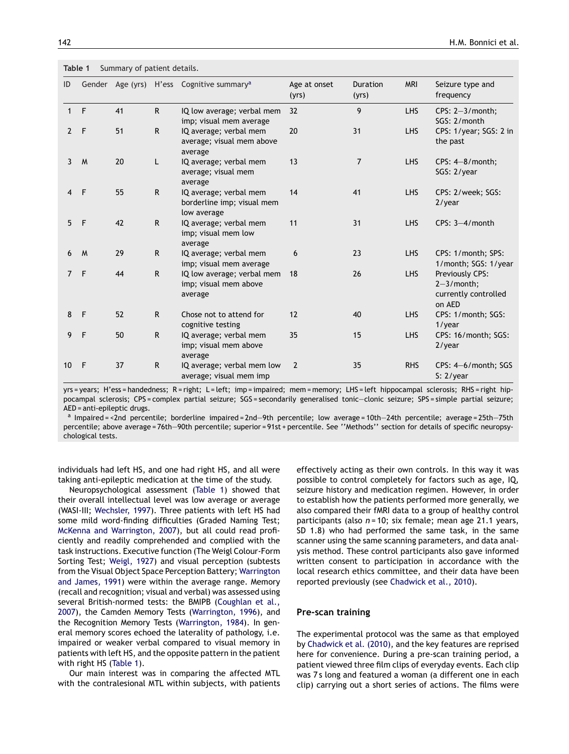**Table 1** Summary of patient details.

| ID | Gender | Age (yrs) | H'ess | Cognitive summary[a] | Age at onset (yrs) | Duration (yrs) | MRI | Seizure type and frequency |
|---|---|---|---|---|---|---|---|---|
| 1 | F | 41 | R | IQ low average; verbal mem imp; visual mem average | 32 | 9 | LHS | CPS: 2–3/month; SGS: 2/month |
| 2 | F | 51 | R | IQ average; verbal mem average; visual mem above average | 20 | 31 | LHS | CPS: 1/year; SGS: 2 in the past |
| 3 | M | 20 | L | IQ average; verbal mem average; visual mem average | 13 | 7 | LHS | CPS: 4–8/month; SGS: 2/year |
| 4 | F | 55 | R | IQ average; verbal mem borderline imp; visual mem low average | 14 | 41 | LHS | CPS: 2/week; SGS: 2/year |
| 5 | F | 42 | R | IQ average; verbal mem imp; visual mem low average | 11 | 31 | LHS | CPS: 3–4/month |
| 6 | M | 29 | R | IQ average; verbal mem imp; visual mem average | 6 | 23 | LHS | CPS: 1/month; SPS: 1/month; SGS: 1/year |
| 7 | F | 44 | R | IQ low average; verbal mem imp; visual mem above average | 18 | 26 | LHS | Previously CPS: 2–3/month; currently controlled on AED |
| 8 | F | 52 | R | Chose not to attend for cognitive testing | 12 | 40 | LHS | CPS: 1/month; SGS: 1/year |
| 9 | F | 50 | R | IQ average; verbal mem imp; visual mem above average | 35 | 15 | LHS | CPS: 16/month; SGS: 2/year |
| 10 | F | 37 | R | IQ average; verbal mem low average; visual mem imp | 2 | 35 | RHS | CPS: 4–6/month; SGS: 2/year |

yrs = years; H'ess = handedness; R = right; L = left; imp = impaired; mem = memory; LHS = left hippocampal sclerosis; RHS = right hippocampal sclerosis; CPS = complex partial seizure; SGS = secondarily generalised tonic—clonic seizure; SPS = simple partial seizure; AED = anti-epileptic drugs.

[a] Impaired = <2nd percentile; borderline impaired = 2nd—9th percentile; low average = 10th—24th percentile; average = 25th—75th percentile; above average = 76th—90th percentile; superior = 91st + percentile. See ''Methods'' section for details of specific neuropsychological tests.

individuals had left HS, and one had right HS, and all were taking anti-epileptic medication at the time of the study.

Neuropsychological assessment (Table 1) showed that their overall intellectual level was low average or average (WASI-III; Wechsler, 1997). Three patients with left HS had some mild word-finding difficulties (Graded Naming Test; McKenna and Warrington, 2007), but all could read proficiently and readily comprehended and complied with the task instructions. Executive function (The Weigl Colour-Form Sorting Test; Weigl, 1927) and visual perception (subtests from the Visual Object Space Perception Battery; Warrington and James, 1991) were within the average range. Memory (recall and recognition; visual and verbal) was assessed using several British-normed tests: the BMIPB (Coughlan et al., 2007), the Camden Memory Tests (Warrington, 1996), and the Recognition Memory Tests (Warrington, 1984). In general memory scores echoed the laterality of pathology, i.e. impaired or weaker verbal compared to visual memory in patients with left HS, and the opposite pattern in the patient with right HS (Table 1).

Our main interest was in comparing the affected MTL with the contralesional MTL within subjects, with patients effectively acting as their own controls. In this way it was possible to control completely for factors such as age, IQ, seizure history and medication regimen. However, in order to establish how the patients performed more generally, we also compared their fMRI data to a group of healthy control participants (also $n = 10$; six female; mean age 21.1 years, SD 1.8) who had performed the same task, in the same scanner using the same scanning parameters, and data analysis method. These control participants also gave informed written consent to participation in accordance with the local research ethics committee, and their data have been reported previously (see Chadwick et al., 2010).

## Pre-scan training

The experimental protocol was the same as that employed by Chadwick et al. (2010), and the key features are reprised here for convenience. During a pre-scan training period, a patient viewed three film clips of everyday events. Each clip was 7 s long and featured a woman (a different one in each clip) carrying out a short series of actions. The films were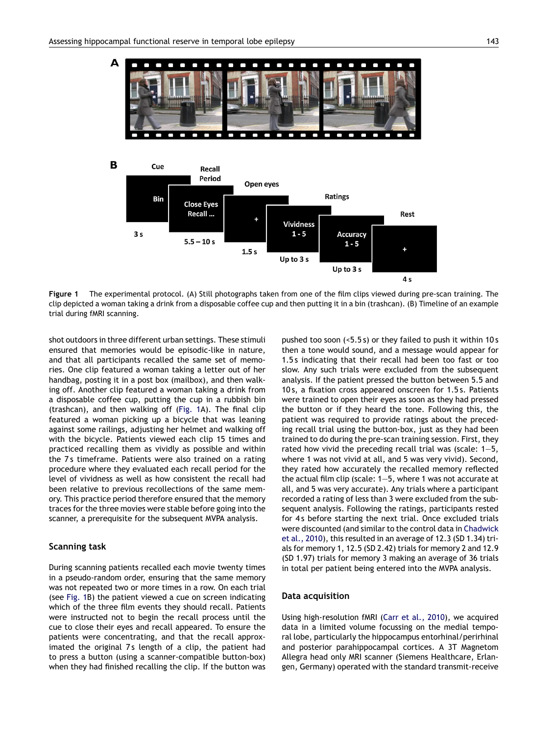**Figure 1** The experimental protocol. (A) Still photographs taken from one of the film clips viewed during pre-scan training. The clip depicted a woman taking a drink from a disposable coffee cup and then putting it in a bin (trashcan). (B) Timeline of an example trial during fMRI scanning.

shot outdoors in three different urban settings. These stimuli ensured that memories would be episodic-like in nature, and that all participants recalled the same set of memories. One clip featured a woman taking a letter out of her handbag, posting it in a post box (mailbox), and then walking off. Another clip featured a woman taking a drink from a disposable coffee cup, putting the cup in a rubbish bin (trashcan), and then walking off (Fig. 1A). The final clip featured a woman picking up a bicycle that was leaning against some railings, adjusting her helmet and walking off with the bicycle. Patients viewed each clip 15 times and practiced recalling them as vividly as possible and within the 7 s timeframe. Patients were also trained on a rating procedure where they evaluated each recall period for the level of vividness as well as how consistent the recall had been relative to previous recollections of the same memory. This practice period therefore ensured that the memory traces for the three movies were stable before going into the scanner, a prerequisite for the subsequent MVPA analysis.

## Scanning task

During scanning patients recalled each movie twenty times in a pseudo-random order, ensuring that the same memory was not repeated two or more times in a row. On each trial (see Fig. 1B) the patient viewed a cue on screen indicating which of the three film events they should recall. Patients were instructed not to begin the recall process until the cue to close their eyes and recall appeared. To ensure the patients were concentrating, and that the recall approximated the original 7 s length of a clip, the patient had to press a button (using a scanner-compatible button-box) when they had finished recalling the clip. If the button was pushed too soon (<5.5 s) or they failed to push it within 10 s then a tone would sound, and a message would appear for 1.5 s indicating that their recall had been too fast or too slow. Any such trials were excluded from the subsequent analysis. If the patient pressed the button between 5.5 and 10 s, a fixation cross appeared onscreen for 1.5 s. Patients were trained to open their eyes as soon as they had pressed the button or if they heard the tone. Following this, the patient was required to provide ratings about the preceding recall trial using the button-box, just as they had been trained to do during the pre-scan training session. First, they rated how vivid the preceding recall trial was (scale: 1—5, where 1 was not vivid at all, and 5 was very vivid). Second, they rated how accurately the recalled memory reflected the actual film clip (scale: 1—5, where 1 was not accurate at all, and 5 was very accurate). Any trials where a participant recorded a rating of less than 3 were excluded from the subsequent analysis. Following the ratings, participants rested for 4 s before starting the next trial. Once excluded trials were discounted (and similar to the control data in Chadwick et al., 2010), this resulted in an average of 12.3 (SD 1.34) trials for memory 1, 12.5 (SD 2.42) trials for memory 2 and 12.9 (SD 1.97) trials for memory 3 making an average of 36 trials in total per patient being entered into the MVPA analysis.

## Data acquisition

Using high-resolution fMRI (Carr et al., 2010), we acquired data in a limited volume focussing on the medial temporal lobe, particularly the hippocampus entorhinal/perirhinal and posterior parahippocampal cortices. A 3T Magnetom Allegra head only MRI scanner (Siemens Healthcare, Erlangen, Germany) operated with the standard transmit-receive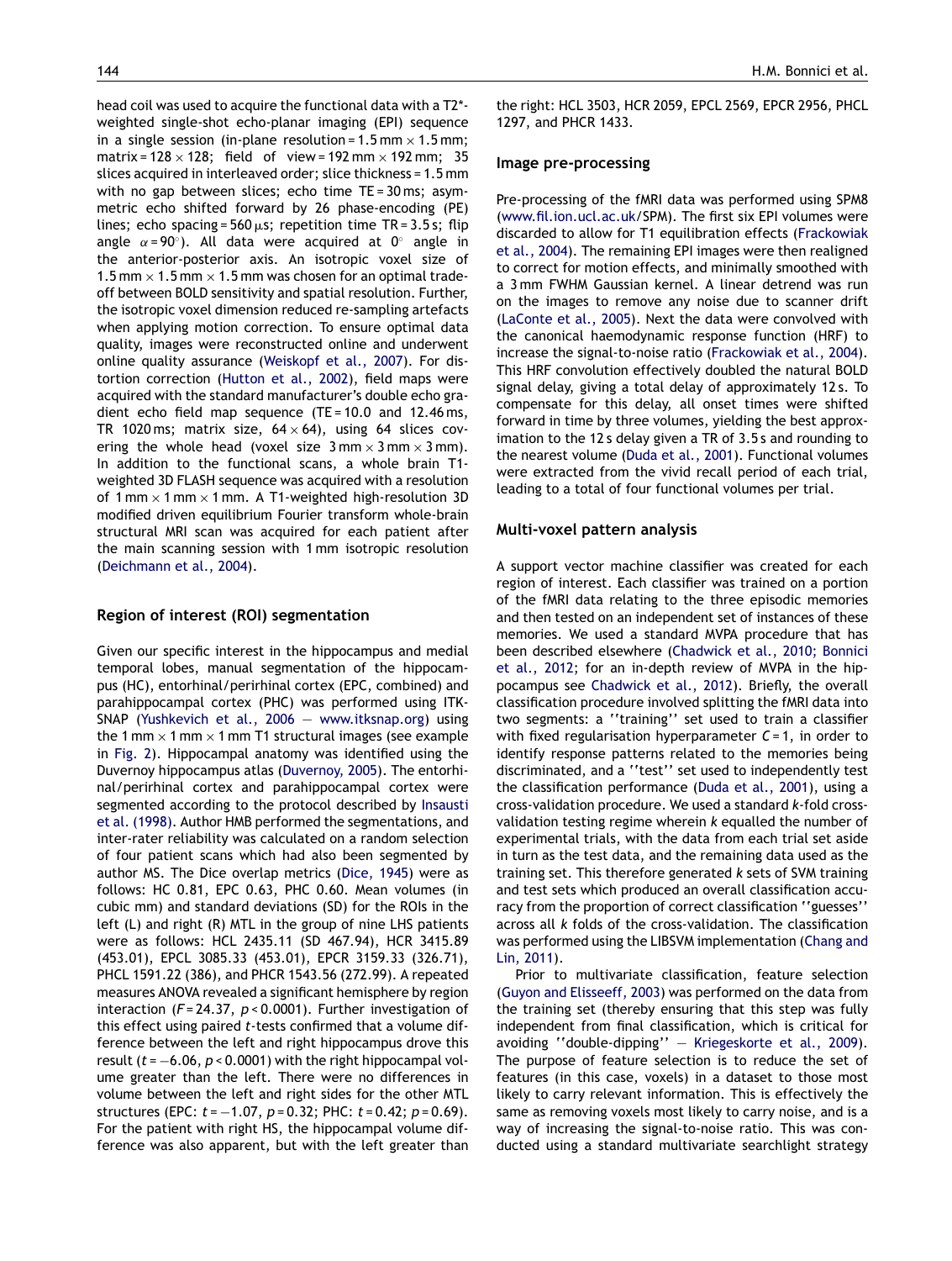head coil was used to acquire the functional data with a T2*-weighted single-shot echo-planar imaging (EPI) sequence in a single session (in-plane resolution = 1.5 mm × 1.5 mm; matrix = 128 × 128; field of view = 192 mm × 192 mm; 35 slices acquired in interleaved order; slice thickness = 1.5 mm with no gap between slices; echo time TE = 30 ms; asymmetric echo shifted forward by 26 phase-encoding (PE) lines; echo spacing = 560 μs; repetition time TR = 3.5 s; flip angle $\alpha = 90°$). All data were acquired at 0° angle in the anterior-posterior axis. An isotropic voxel size of 1.5 mm × 1.5 mm × 1.5 mm was chosen for an optimal trade-off between BOLD sensitivity and spatial resolution. Further, the isotropic voxel dimension reduced re-sampling artefacts when applying motion correction. To ensure optimal data quality, images were reconstructed online and underwent online quality assurance (Weiskopf et al., 2007). For distortion correction (Hutton et al., 2002), field maps were acquired with the standard manufacturer's double echo gradient echo field map sequence (TE = 10.0 and 12.46 ms, TR 1020 ms; matrix size, 64 × 64), using 64 slices covering the whole head (voxel size 3 mm × 3 mm × 3 mm). In addition to the functional scans, a whole brain T1-weighted 3D FLASH sequence was acquired with a resolution of 1 mm × 1 mm × 1 mm. A T1-weighted high-resolution 3D modified driven equilibrium Fourier transform whole-brain structural MRI scan was acquired for each patient after the main scanning session with 1 mm isotropic resolution (Deichmann et al., 2004).

### Region of interest (ROI) segmentation

Given our specific interest in the hippocampus and medial temporal lobes, manual segmentation of the hippocampus (HC), entorhinal/perirhinal cortex (EPC, combined) and parahippocampal cortex (PHC) was performed using ITK-SNAP (Yushkevich et al., 2006 — www.itksnap.org) using the 1 mm × 1 mm × 1 mm T1 structural images (see example in Fig. 2). Hippocampal anatomy was identified using the Duvernoy hippocampus atlas (Duvernoy, 2005). The entorhinal/perirhinal cortex and parahippocampal cortex were segmented according to the protocol described by Insausti et al. (1998). Author HMB performed the segmentations, and inter-rater reliability was calculated on a random selection of four patient scans which had also been segmented by author MS. The Dice overlap metrics (Dice, 1945) were as follows: HC 0.81, EPC 0.63, PHC 0.60. Mean volumes (in cubic mm) and standard deviations (SD) for the ROIs in the left (L) and right (R) MTL in the group of nine LHS patients were as follows: HCL 2435.11 (SD 467.94), HCR 3415.89 (453.01), EPCL 3085.33 (453.01), EPCR 3159.33 (326.71), PHCL 1591.22 (386), and PHCR 1543.56 (272.99). A repeated measures ANOVA revealed a significant hemisphere by region interaction ($F = 24.37$, $p < 0.0001$). Further investigation of this effect using paired $t$-tests confirmed that a volume difference between the left and right hippocampus drove this result ($t = -6.06$, $p < 0.0001$) with the right hippocampal volume greater than the left. There were no differences in volume between the left and right sides for the other MTL structures (EPC: $t = -1.07$, $p = 0.32$; PHC: $t = 0.42$; $p = 0.69$). For the patient with right HS, the hippocampal volume difference was also apparent, but with the left greater than the right: HCL 3503, HCR 2059, EPCL 2569, EPCR 2956, PHCL 1297, and PHCR 1433.

### Image pre-processing

Pre-processing of the fMRI data was performed using SPM8 (www.fil.ion.ucl.ac.uk/SPM). The first six EPI volumes were discarded to allow for T1 equilibration effects (Frackowiak et al., 2004). The remaining EPI images were then realigned to correct for motion effects, and minimally smoothed with a 3 mm FWHM Gaussian kernel. A linear detrend was run on the images to remove any noise due to scanner drift (LaConte et al., 2005). Next the data were convolved with the canonical haemodynamic response function (HRF) to increase the signal-to-noise ratio (Frackowiak et al., 2004). This HRF convolution effectively doubled the natural BOLD signal delay, giving a total delay of approximately 12 s. To compensate for this delay, all onset times were shifted forward in time by three volumes, yielding the best approximation to the 12 s delay given a TR of 3.5 s and rounding to the nearest volume (Duda et al., 2001). Functional volumes were extracted from the vivid recall period of each trial, leading to a total of four functional volumes per trial.

### Multi-voxel pattern analysis

A support vector machine classifier was created for each region of interest. Each classifier was trained on a portion of the fMRI data relating to the three episodic memories and then tested on an independent set of instances of these memories. We used a standard MVPA procedure that has been described elsewhere (Chadwick et al., 2010; Bonnici et al., 2012; for an in-depth review of MVPA in the hippocampus see Chadwick et al., 2012). Briefly, the overall classification procedure involved splitting the fMRI data into two segments: a ''training'' set used to train a classifier with fixed regularisation hyperparameter $C = 1$, in order to identify response patterns related to the memories being discriminated, and a ''test'' set used to independently test the classification performance (Duda et al., 2001), using a cross-validation procedure. We used a standard $k$-fold cross-validation testing regime wherein $k$ equalled the number of experimental trials, with the data from each trial set aside in turn as the test data, and the remaining data used as the training set. This therefore generated $k$ sets of SVM training and test sets which produced an overall classification accuracy from the proportion of correct classification ''guesses'' across all $k$ folds of the cross-validation. The classification was performed using the LIBSVM implementation (Chang and Lin, 2011).

Prior to multivariate classification, feature selection (Guyon and Elisseeff, 2003) was performed on the data from the training set (thereby ensuring that this step was fully independent from final classification, which is critical for avoiding ''double-dipping'' — Kriegeskorte et al., 2009). The purpose of feature selection is to reduce the set of features (in this case, voxels) in a dataset to those most likely to carry relevant information. This is effectively the same as removing voxels most likely to carry noise, and is a way of increasing the signal-to-noise ratio. This was conducted using a standard multivariate searchlight strategy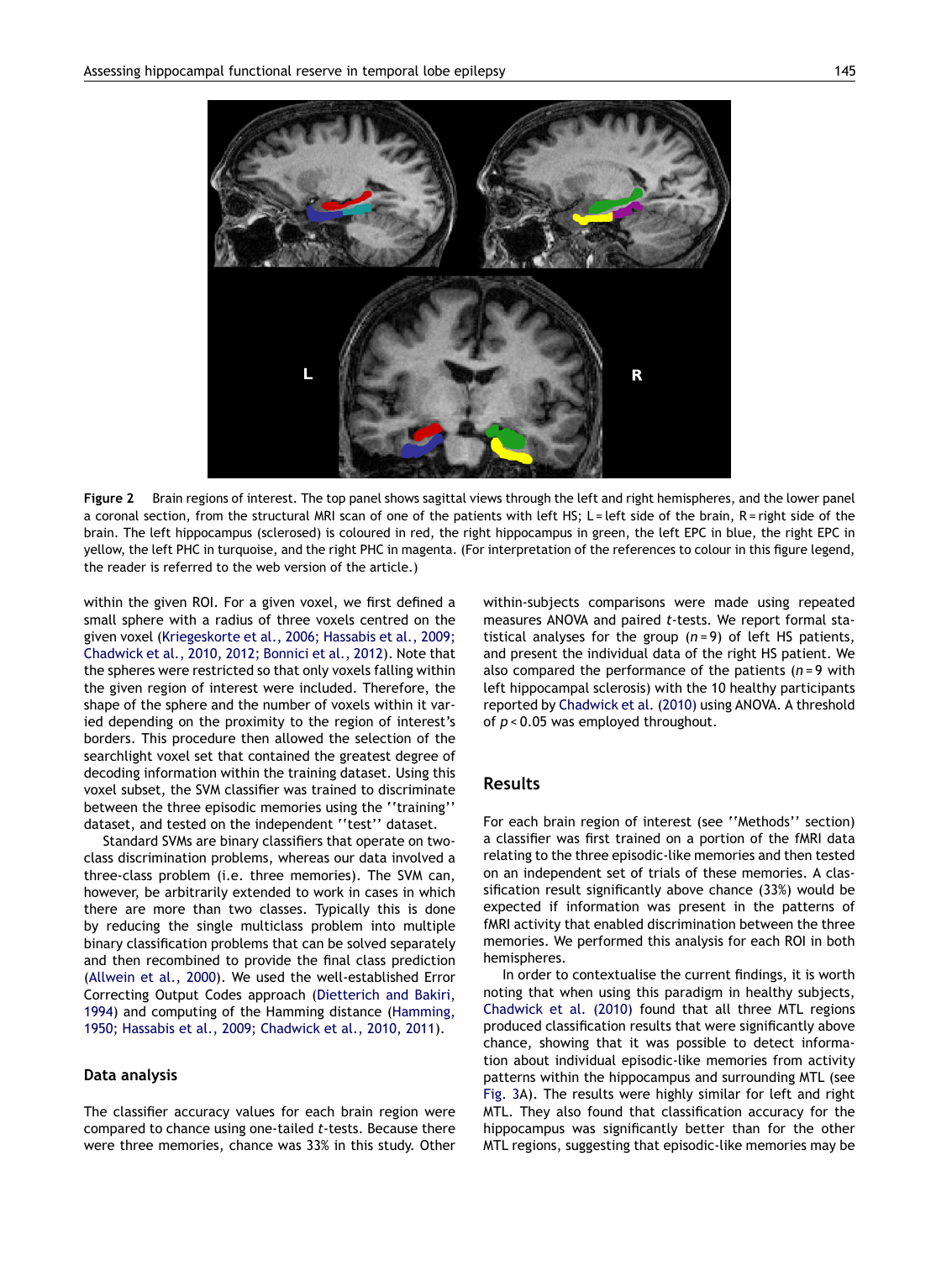Figure 2 Brain regions of interest. The top panel shows sagittal views through the left and right hemispheres, and the lower panel a coronal section, from the structural MRI scan of one of the patients with left HS; L = left side of the brain, R = right side of the brain. The left hippocampus (sclerosed) is coloured in red, the right hippocampus in green, the left EPC in blue, the right EPC in yellow, the left PHC in turquoise, and the right PHC in magenta. (For interpretation of the references to colour in this figure legend, the reader is referred to the web version of the article.)

within the given ROI. For a given voxel, we first defined a small sphere with a radius of three voxels centred on the given voxel (Kriegeskorte et al., 2006; Hassabis et al., 2009; Chadwick et al., 2010, 2012; Bonnici et al., 2012). Note that the spheres were restricted so that only voxels falling within the given region of interest were included. Therefore, the shape of the sphere and the number of voxels within it varied depending on the proximity to the region of interest's borders. This procedure then allowed the selection of the searchlight voxel set that contained the greatest degree of decoding information within the training dataset. Using this voxel subset, the SVM classifier was trained to discriminate between the three episodic memories using the ''training'' dataset, and tested on the independent ''test'' dataset.

Standard SVMs are binary classifiers that operate on two-class discrimination problems, whereas our data involved a three-class problem (i.e. three memories). The SVM can, however, be arbitrarily extended to work in cases in which there are more than two classes. Typically this is done by reducing the single multiclass problem into multiple binary classification problems that can be solved separately and then recombined to provide the final class prediction (Allwein et al., 2000). We used the well-established Error Correcting Output Codes approach (Dietterich and Bakiri, 1994) and computing of the Hamming distance (Hamming, 1950; Hassabis et al., 2009; Chadwick et al., 2010, 2011).

### Data analysis

The classifier accuracy values for each brain region were compared to chance using one-tailed *t*-tests. Because there were three memories, chance was 33% in this study. Other within-subjects comparisons were made using repeated measures ANOVA and paired *t*-tests. We report formal statistical analyses for the group ($n = 9$) of left HS patients, and present the individual data of the right HS patient. We also compared the performance of the patients ($n = 9$ with left hippocampal sclerosis) with the 10 healthy participants reported by Chadwick et al. (2010) using ANOVA. A threshold of $p < 0.05$ was employed throughout.

## Results

For each brain region of interest (see ''Methods'' section) a classifier was first trained on a portion of the fMRI data relating to the three episodic-like memories and then tested on an independent set of trials of these memories. A classification result significantly above chance (33%) would be expected if information was present in the patterns of fMRI activity that enabled discrimination between the three memories. We performed this analysis for each ROI in both hemispheres.

In order to contextualise the current findings, it is worth noting that when using this paradigm in healthy subjects, Chadwick et al. (2010) found that all three MTL regions produced classification results that were significantly above chance, showing that it was possible to detect information about individual episodic-like memories from activity patterns within the hippocampus and surrounding MTL (see Fig. 3A). The results were highly similar for left and right MTL. They also found that classification accuracy for the hippocampus was significantly better than for the other MTL regions, suggesting that episodic-like memories may be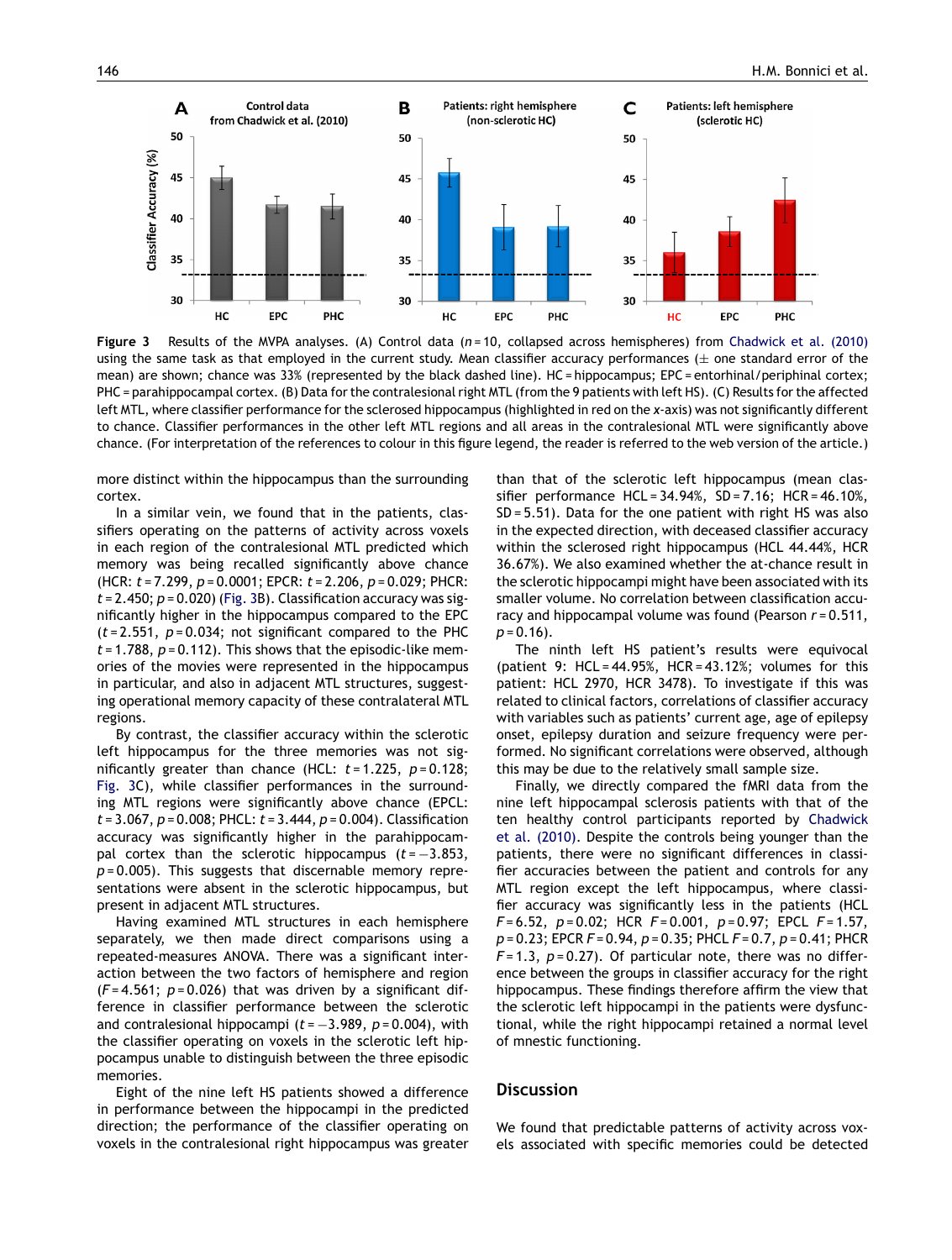**Figure 3** Results of the MVPA analyses. (A) Control data ($n = 10$, collapsed across hemispheres) from Chadwick et al. (2010) using the same task as that employed in the current study. Mean classifier accuracy performances (± one standard error of the mean) are shown; chance was 33% (represented by the black dashed line). HC = hippocampus; EPC = entorhinal/periphinal cortex; PHC = parahippocampal cortex. (B) Data for the contralesional right MTL (from the 9 patients with left HS). (C) Results for the affected left MTL, where classifier performance for the sclerosed hippocampus (highlighted in red on the x-axis) was not significantly different to chance. Classifier performances in the other left MTL regions and all areas in the contralesional MTL were significantly above chance. (For interpretation of the references to colour in this figure legend, the reader is referred to the web version of the article.)

more distinct within the hippocampus than the surrounding cortex.

In a similar vein, we found that in the patients, classifiers operating on the patterns of activity across voxels in each region of the contralesional MTL predicted which memory was being recalled significantly above chance (HCR: $t = 7.299$, $p = 0.0001$; EPCR: $t = 2.206$, $p = 0.029$; PHCR: $t = 2.450$; $p = 0.020$) (Fig. 3B). Classification accuracy was significantly higher in the hippocampus compared to the EPC ($t = 2.551$, $p = 0.034$; not significant compared to the PHC $t = 1.788$, $p = 0.112$). This shows that the episodic-like memories of the movies were represented in the hippocampus in particular, and also in adjacent MTL structures, suggesting operational memory capacity of these contralateral MTL regions.

By contrast, the classifier accuracy within the sclerotic left hippocampus for the three memories was not significantly greater than chance (HCL: $t = 1.225$, $p = 0.128$; Fig. 3C), while classifier performances in the surrounding MTL regions were significantly above chance (EPCL: $t = 3.067$, $p = 0.008$; PHCL: $t = 3.444$, $p = 0.004$). Classification accuracy was significantly higher in the parahippocampal cortex than the sclerotic hippocampus ($t = -3.853$, $p = 0.005$). This suggests that discernable memory representations were absent in the sclerotic hippocampus, but present in adjacent MTL structures.

Having examined MTL structures in each hemisphere separately, we then made direct comparisons using a repeated-measures ANOVA. There was a significant interaction between the two factors of hemisphere and region ($F = 4.561$; $p = 0.026$) that was driven by a significant difference in classifier performance between the sclerotic and contralesional hippocampi ($t = -3.989$, $p = 0.004$), with the classifier operating on voxels in the sclerotic left hippocampus unable to distinguish between the three episodic memories.

Eight of the nine left HS patients showed a difference in performance between the hippocampi in the predicted direction; the performance of the classifier operating on voxels in the contralesional right hippocampus was greater than that of the sclerotic left hippocampus (mean classifier performance HCL = 34.94%, SD = 7.16; HCR = 46.10%, SD = 5.51). Data for the one patient with right HS was also in the expected direction, with deceased classifier accuracy within the sclerosed right hippocampus (HCL 44.44%, HCR 36.67%). We also examined whether the at-chance result in the sclerotic hippocampi might have been associated with its smaller volume. No correlation between classification accuracy and hippocampal volume was found (Pearson $r = 0.511$, $p = 0.16$).

The ninth left HS patient's results were equivocal (patient 9: HCL = 44.95%, HCR = 43.12%; volumes for this patient: HCL 2970, HCR 3478). To investigate if this was related to clinical factors, correlations of classifier accuracy with variables such as patients' current age, age of epilepsy onset, epilepsy duration and seizure frequency were performed. No significant correlations were observed, although this may be due to the relatively small sample size.

Finally, we directly compared the fMRI data from the nine left hippocampal sclerosis patients with that of the ten healthy control participants reported by Chadwick et al. (2010). Despite the controls being younger than the patients, there were no significant differences in classifier accuracies between the patient and controls for any MTL region except the left hippocampus, where classifier accuracy was significantly less in the patients (HCL $F = 6.52$, $p = 0.02$; HCR $F = 0.001$, $p = 0.97$; EPCL $F = 1.57$, $p = 0.23$; EPCR $F = 0.94$, $p = 0.35$; PHCL $F = 0.7$, $p = 0.41$; PHCR $F = 1.3$, $p = 0.27$). Of particular note, there was no difference between the groups in classifier accuracy for the right hippocampus. These findings therefore affirm the view that the sclerotic left hippocampi in the patients were dysfunctional, while the right hippocampi retained a normal level of mnestic functioning.

## Discussion

We found that predictable patterns of activity across voxels associated with specific memories could be detected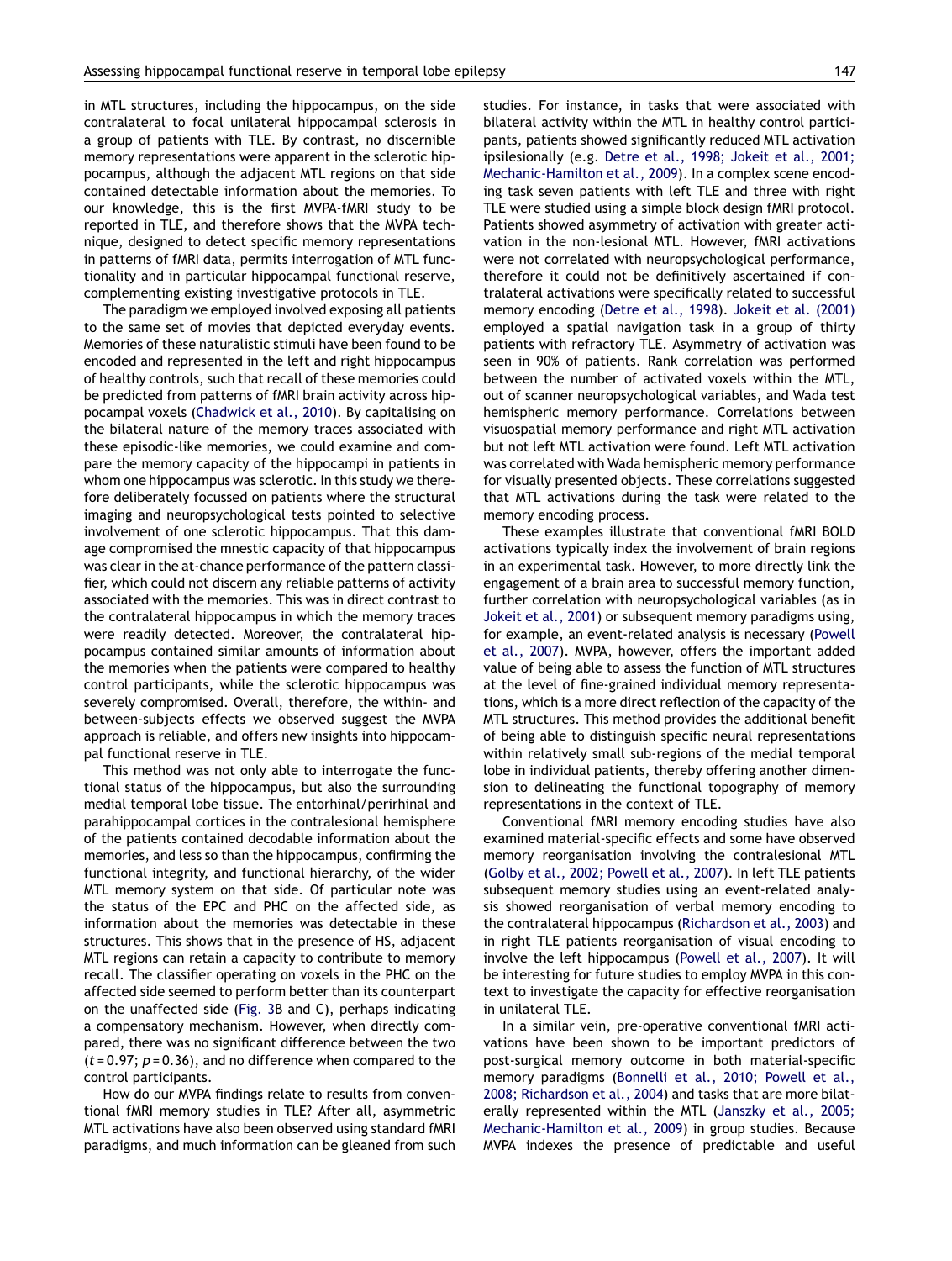in MTL structures, including the hippocampus, on the side contralateral to focal unilateral hippocampal sclerosis in a group of patients with TLE. By contrast, no discernible memory representations were apparent in the sclerotic hippocampus, although the adjacent MTL regions on that side contained detectable information about the memories. To our knowledge, this is the first MVPA-fMRI study to be reported in TLE, and therefore shows that the MVPA technique, designed to detect specific memory representations in patterns of fMRI data, permits interrogation of MTL functionality and in particular hippocampal functional reserve, complementing existing investigative protocols in TLE.

The paradigm we employed involved exposing all patients to the same set of movies that depicted everyday events. Memories of these naturalistic stimuli have been found to be encoded and represented in the left and right hippocampus of healthy controls, such that recall of these memories could be predicted from patterns of fMRI brain activity across hippocampal voxels (Chadwick et al., 2010). By capitalising on the bilateral nature of the memory traces associated with these episodic-like memories, we could examine and compare the memory capacity of the hippocampi in patients in whom one hippocampus was sclerotic. In this study we therefore deliberately focussed on patients where the structural imaging and neuropsychological tests pointed to selective involvement of one sclerotic hippocampus. That this damage compromised the mnestic capacity of that hippocampus was clear in the at-chance performance of the pattern classifier, which could not discern any reliable patterns of activity associated with the memories. This was in direct contrast to the contralateral hippocampus in which the memory traces were readily detected. Moreover, the contralateral hippocampus contained similar amounts of information about the memories when the patients were compared to healthy control participants, while the sclerotic hippocampus was severely compromised. Overall, therefore, the within- and between-subjects effects we observed suggest the MVPA approach is reliable, and offers new insights into hippocampal functional reserve in TLE.

This method was not only able to interrogate the functional status of the hippocampus, but also the surrounding medial temporal lobe tissue. The entorhinal/perirhinal and parahippocampal cortices in the contralesional hemisphere of the patients contained decodable information about the memories, and less so than the hippocampus, confirming the functional integrity, and functional hierarchy, of the wider MTL memory system on that side. Of particular note was the status of the EPC and PHC on the affected side, as information about the memories was detectable in these structures. This shows that in the presence of HS, adjacent MTL regions can retain a capacity to contribute to memory recall. The classifier operating on voxels in the PHC on the affected side seemed to perform better than its counterpart on the unaffected side (Fig. 3B and C), perhaps indicating a compensatory mechanism. However, when directly compared, there was no significant difference between the two ($t = 0.97$; $p = 0.36$), and no difference when compared to the control participants.

How do our MVPA findings relate to results from conventional fMRI memory studies in TLE? After all, asymmetric MTL activations have also been observed using standard fMRI paradigms, and much information can be gleaned from such studies. For instance, in tasks that were associated with bilateral activity within the MTL in healthy control participants, patients showed significantly reduced MTL activation ipsilesionally (e.g. Detre et al., 1998; Jokeit et al., 2001; Mechanic-Hamilton et al., 2009). In a complex scene encoding task seven patients with left TLE and three with right TLE were studied using a simple block design fMRI protocol. Patients showed asymmetry of activation with greater activation in the non-lesional MTL. However, fMRI activations were not correlated with neuropsychological performance, therefore it could not be definitively ascertained if contralateral activations were specifically related to successful memory encoding (Detre et al., 1998). Jokeit et al. (2001) employed a spatial navigation task in a group of thirty patients with refractory TLE. Asymmetry of activation was seen in 90% of patients. Rank correlation was performed between the number of activated voxels within the MTL, out of scanner neuropsychological variables, and Wada test hemispheric memory performance. Correlations between visuospatial memory performance and right MTL activation but not left MTL activation were found. Left MTL activation was correlated with Wada hemispheric memory performance for visually presented objects. These correlations suggested that MTL activations during the task were related to the memory encoding process.

These examples illustrate that conventional fMRI BOLD activations typically index the involvement of brain regions in an experimental task. However, to more directly link the engagement of a brain area to successful memory function, further correlation with neuropsychological variables (as in Jokeit et al., 2001) or subsequent memory paradigms using, for example, an event-related analysis is necessary (Powell et al., 2007). MVPA, however, offers the important added value of being able to assess the function of MTL structures at the level of fine-grained individual memory representations, which is a more direct reflection of the capacity of the MTL structures. This method provides the additional benefit of being able to distinguish specific neural representations within relatively small sub-regions of the medial temporal lobe in individual patients, thereby offering another dimension to delineating the functional topography of memory representations in the context of TLE.

Conventional fMRI memory encoding studies have also examined material-specific effects and some have observed memory reorganisation involving the contralesional MTL (Golby et al., 2002; Powell et al., 2007). In left TLE patients subsequent memory studies using an event-related analysis showed reorganisation of verbal memory encoding to the contralateral hippocampus (Richardson et al., 2003) and in right TLE patients reorganisation of visual encoding to involve the left hippocampus (Powell et al., 2007). It will be interesting for future studies to employ MVPA in this context to investigate the capacity for effective reorganisation in unilateral TLE.

In a similar vein, pre-operative conventional fMRI activations have been shown to be important predictors of post-surgical memory outcome in both material-specific memory paradigms (Bonnelli et al., 2010; Powell et al., 2008; Richardson et al., 2004) and tasks that are more bilaterally represented within the MTL (Janszky et al., 2005; Mechanic-Hamilton et al., 2009) in group studies. Because MVPA indexes the presence of predictable and useful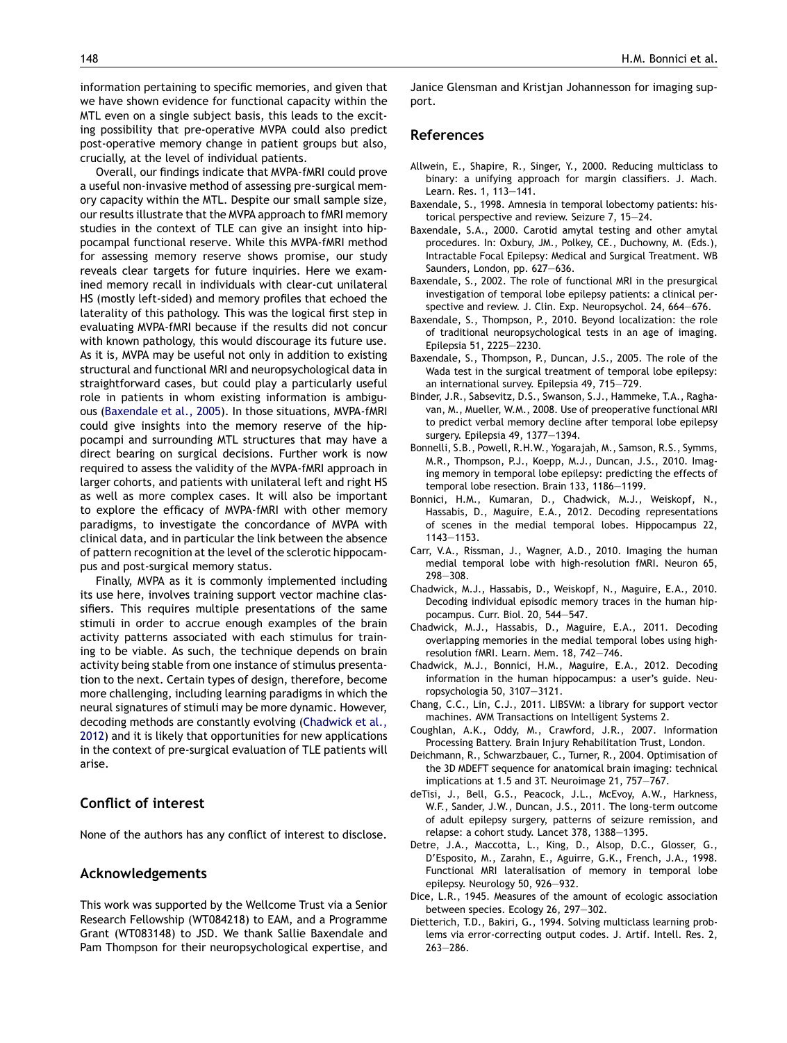information pertaining to specific memories, and given that we have shown evidence for functional capacity within the MTL even on a single subject basis, this leads to the exciting possibility that pre-operative MVPA could also predict post-operative memory change in patient groups but also, crucially, at the level of individual patients.

Overall, our findings indicate that MVPA-fMRI could prove a useful non-invasive method of assessing pre-surgical memory capacity within the MTL. Despite our small sample size, our results illustrate that the MVPA approach to fMRI memory studies in the context of TLE can give an insight into hippocampal functional reserve. While this MVPA-fMRI method for assessing memory reserve shows promise, our study reveals clear targets for future inquiries. Here we examined memory recall in individuals with clear-cut unilateral HS (mostly left-sided) and memory profiles that echoed the laterality of this pathology. This was the logical first step in evaluating MVPA-fMRI because if the results did not concur with known pathology, this would discourage its future use. As it is, MVPA may be useful not only in addition to existing structural and functional MRI and neuropsychological data in straightforward cases, but could play a particularly useful role in patients in whom existing information is ambiguous (Baxendale et al., 2005). In those situations, MVPA-fMRI could give insights into the memory reserve of the hippocampi and surrounding MTL structures that may have a direct bearing on surgical decisions. Further work is now required to assess the validity of the MVPA-fMRI approach in larger cohorts, and patients with unilateral left and right HS as well as more complex cases. It will also be important to explore the efficacy of MVPA-fMRI with other memory paradigms, to investigate the concordance of MVPA with clinical data, and in particular the link between the absence of pattern recognition at the level of the sclerotic hippocampus and post-surgical memory status.

Finally, MVPA as it is commonly implemented including its use here, involves training support vector machine classifiers. This requires multiple presentations of the same stimuli in order to accrue enough examples of the brain activity patterns associated with each stimulus for training to be viable. As such, the technique depends on brain activity being stable from one instance of stimulus presentation to the next. Certain types of design, therefore, become more challenging, including learning paradigms in which the neural signatures of stimuli may be more dynamic. However, decoding methods are constantly evolving (Chadwick et al., 2012) and it is likely that opportunities for new applications in the context of pre-surgical evaluation of TLE patients will arise.

## Conflict of interest

None of the authors has any conflict of interest to disclose.

## Acknowledgements

This work was supported by the Wellcome Trust via a Senior Research Fellowship (WT084218) to EAM, and a Programme Grant (WT083148) to JSD. We thank Sallie Baxendale and Pam Thompson for their neuropsychological expertise, and Janice Glensman and Kristjan Johannesson for imaging support.

## References

Allwein, E., Shapire, R., Singer, Y., 2000. Reducing multiclass to binary: a unifying approach for margin classifiers. J. Mach. Learn. Res. 1, 113–141.

Baxendale, S., 1998. Amnesia in temporal lobectomy patients: historical perspective and review. Seizure 7, 15–24.

Baxendale, S.A., 2000. Carotid amytal testing and other amytal procedures. In: Oxbury, JM., Polkey, CE., Duchowny, M. (Eds.), Intractable Focal Epilepsy: Medical and Surgical Treatment. WB Saunders, London, pp. 627–636.

Baxendale, S., 2002. The role of functional MRI in the presurgical investigation of temporal lobe epilepsy patients: a clinical perspective and review. J. Clin. Exp. Neuropsychol. 24, 664–676.

Baxendale, S., Thompson, P., 2010. Beyond localization: the role of traditional neuropsychological tests in an age of imaging. Epilepsia 51, 2225–2230.

Baxendale, S., Thompson, P., Duncan, J.S., 2005. The role of the Wada test in the surgical treatment of temporal lobe epilepsy: an international survey. Epilepsia 49, 715–729.

Binder, J.R., Sabsevitz, D.S., Swanson, S.J., Hammeke, T.A., Raghavan, M., Mueller, W.M., 2008. Use of preoperative functional MRI to predict verbal memory decline after temporal lobe epilepsy surgery. Epilepsia 49, 1377–1394.

Bonnelli, S.B., Powell, R.H.W., Yogarajah, M., Samson, R.S., Symms, M.R., Thompson, P.J., Koepp, M.J., Duncan, J.S., 2010. Imaging memory in temporal lobe epilepsy: predicting the effects of temporal lobe resection. Brain 133, 1186–1199.

Bonnici, H.M., Kumaran, D., Chadwick, M.J., Weiskopf, N., Hassabis, D., Maguire, E.A., 2012. Decoding representations of scenes in the medial temporal lobes. Hippocampus 22, 1143–1153.

Carr, V.A., Rissman, J., Wagner, A.D., 2010. Imaging the human medial temporal lobe with high-resolution fMRI. Neuron 65, 298–308.

Chadwick, M.J., Hassabis, D., Weiskopf, N., Maguire, E.A., 2010. Decoding individual episodic memory traces in the human hippocampus. Curr. Biol. 20, 544–547.

Chadwick, M.J., Hassabis, D., Maguire, E.A., 2011. Decoding overlapping memories in the medial temporal lobes using high-resolution fMRI. Learn. Mem. 18, 742–746.

Chadwick, M.J., Bonnici, H.M., Maguire, E.A., 2012. Decoding information in the human hippocampus: a user's guide. Neuropsychologia 50, 3107–3121.

Chang, C.C., Lin, C.J., 2011. LIBSVM: a library for support vector machines. AVM Transactions on Intelligent Systems 2.

Coughlan, A.K., Oddy, M., Crawford, J.R., 2007. Information Processing Battery. Brain Injury Rehabilitation Trust, London.

Deichmann, R., Schwarzbauer, C., Turner, R., 2004. Optimisation of the 3D MDEFT sequence for anatomical brain imaging: technical implications at 1.5 and 3T. Neuroimage 21, 757–767.

deTisi, J., Bell, G.S., Peacock, J.L., McEvoy, A.W., Harkness, W.F., Sander, J.W., Duncan, J.S., 2011. The long-term outcome of adult epilepsy surgery, patterns of seizure remission, and relapse: a cohort study. Lancet 378, 1388–1395.

Detre, J.A., Maccotta, L., King, D., Alsop, D.C., Glosser, G., D'Esposito, M., Zarahn, E., Aguirre, G.K., French, J.A., 1998. Functional MRI lateralisation of memory in temporal lobe epilepsy. Neurology 50, 926–932.

Dice, L.R., 1945. Measures of the amount of ecologic association between species. Ecology 26, 297–302.

Dietterich, T.D., Bakiri, G., 1994. Solving multiclass learning problems via error-correcting output codes. J. Artif. Intell. Res. 2, 263–286.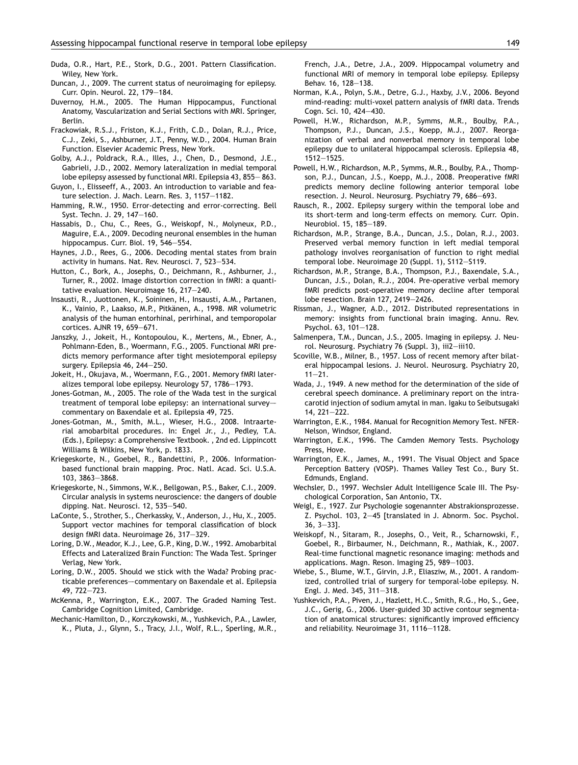Duda, O.R., Hart, P.E., Stork, D.G., 2001. Pattern Classification. Wiley, New York.

Duncan, J., 2009. The current status of neuroimaging for epilepsy. Curr. Opin. Neurol. 22, 179—184.

Duvernoy, H.M., 2005. The Human Hippocampus, Functional Anatomy, Vascularization and Serial Sections with MRI. Springer, Berlin.

Frackowiak, R.S.J., Friston, K.J., Frith, C.D., Dolan, R.J., Price, C.J., Zeki, S., Ashburner, J.T., Penny, W.D., 2004. Human Brain Function. Elsevier Academic Press, New York.

Golby, A.J., Poldrack, R.A., Illes, J., Chen, D., Desmond, J.E., Gabrieli, J.D., 2002. Memory lateralization in medial temporal lobe epilepsy assessed by functional MRI. Epilepsia 43, 855— 863.

Guyon, I., Elisseeff, A., 2003. An introduction to variable and feature selection. J. Mach. Learn. Res. 3, 1157—1182.

Hamming, R.W., 1950. Error-detecting and error-correcting. Bell Syst. Techn. J. 29, 147—160.

Hassabis, D., Chu, C., Rees, G., Weiskopf, N., Molyneux, P.D., Maguire, E.A., 2009. Decoding neuronal ensembles in the human hippocampus. Curr. Biol. 19, 546—554.

Haynes, J.D., Rees, G., 2006. Decoding mental states from brain activity in humans. Nat. Rev. Neurosci. 7, 523—534.

Hutton, C., Bork, A., Josephs, O., Deichmann, R., Ashburner, J., Turner, R., 2002. Image distortion correction in fMRI: a quantitative evaluation. Neuroimage 16, 217—240.

Insausti, R., Juottonen, K., Soininen, H., Insausti, A.M., Partanen, K., Vainio, P., Laakso, M.P., Pitkänen, A., 1998. MR volumetric analysis of the human entorhinal, perirhinal, and temporopolar cortices. AJNR 19, 659—671.

Janszky, J., Jokeit, H., Kontopoulou, K., Mertens, M., Ebner, A., Pohlmann-Eden, B., Woermann, F.G., 2005. Functional MRI predicts memory performance after tight mesiotemporal epilepsy surgery. Epilepsia 46, 244—250.

Jokeit, H., Okujava, M., Woermann, F.G., 2001. Memory fMRI lateralizes temporal lobe epilepsy. Neurology 57, 1786—1793.

Jones-Gotman, M., 2005. The role of the Wada test in the surgical treatment of temporal lobe epilepsy: an international survey—commentary on Baxendale et al. Epilepsia 49, 725.

Jones-Gotman, M., Smith, M.L., Wieser, H.G., 2008. Intraarterial amobarbital procedures. In: Engel Jr., J., Pedley, T.A. (Eds.), Epilepsy: a Comprehensive Textbook. , 2nd ed. Lippincott Williams & Wilkins, New York, p. 1833.

Kriegeskorte, N., Goebel, R., Bandettini, P., 2006. Information-based functional brain mapping. Proc. Natl. Acad. Sci. U.S.A. 103, 3863—3868.

Kriegeskorte, N., Simmons, W.K., Bellgowan, P.S., Baker, C.I., 2009. Circular analysis in systems neuroscience: the dangers of double dipping. Nat. Neurosci. 12, 535—540.

LaConte, S., Strother, S., Cherkassky, V., Anderson, J., Hu, X., 2005. Support vector machines for temporal classification of block design fMRI data. Neuroimage 26, 317—329.

Loring, D.W., Meador, K.J., Lee, G.P., King, D.W., 1992. Amobarbital Effects and Lateralized Brain Function: The Wada Test. Springer Verlag, New York.

Loring, D.W., 2005. Should we stick with the Wada? Probing practicable preferences—commentary on Baxendale et al. Epilepsia 49, 722—723.

McKenna, P., Warrington, E.K., 2007. The Graded Naming Test. Cambridge Cognition Limited, Cambridge.

Mechanic-Hamilton, D., Korczykowski, M., Yushkevich, P.A., Lawler, K., Pluta, J., Glynn, S., Tracy, J.I., Wolf, R.L., Sperling, M.R., French, J.A., Detre, J.A., 2009. Hippocampal volumetry and functional MRI of memory in temporal lobe epilepsy. Epilepsy Behav. 16, 128—138.

Norman, K.A., Polyn, S.M., Detre, G.J., Haxby, J.V., 2006. Beyond mind-reading: multi-voxel pattern analysis of fMRI data. Trends Cogn. Sci. 10, 424—430.

Powell, H.W., Richardson, M.P., Symms, M.R., Boulby, P.A., Thompson, P.J., Duncan, J.S., Koepp, M.J., 2007. Reorganization of verbal and nonverbal memory in temporal lobe epilepsy due to unilateral hippocampal sclerosis. Epilepsia 48, 1512—1525.

Powell, H.W., Richardson, M.P., Symms, M.R., Boulby, P.A., Thompson, P.J., Duncan, J.S., Koepp, M.J., 2008. Preoperative fMRI predicts memory decline following anterior temporal lobe resection. J. Neurol. Neurosurg. Psychiatry 79, 686—693.

Rausch, R., 2002. Epilepsy surgery within the temporal lobe and its short-term and long-term effects on memory. Curr. Opin. Neurobiol. 15, 185—189.

Richardson, M.P., Strange, B.A., Duncan, J.S., Dolan, R.J., 2003. Preserved verbal memory function in left medial temporal pathology involves reorganisation of function to right medial temporal lobe. Neuroimage 20 (Suppl. 1), S112—S119.

Richardson, M.P., Strange, B.A., Thompson, P.J., Baxendale, S.A., Duncan, J.S., Dolan, R.J., 2004. Pre-operative verbal memory fMRI predicts post-operative memory decline after temporal lobe resection. Brain 127, 2419—2426.

Rissman, J., Wagner, A.D., 2012. Distributed representations in memory: insights from functional brain imaging. Annu. Rev. Psychol. 63, 101—128.

Salmenpera, T.M., Duncan, J.S., 2005. Imaging in epilepsy. J. Neurol. Neurosurg. Psychiatry 76 (Suppl. 3), iii2—iii10.

Scoville, W.B., Milner, B., 1957. Loss of recent memory after bilateral hippocampal lesions. J. Neurol. Neurosurg. Psychiatry 20, 11—21.

Wada, J., 1949. A new method for the determination of the side of cerebral speech dominance. A preliminary report on the intracarotid injection of sodium amytal in man. Igaku to Seibutsugaki 14, 221—222.

Warrington, E.K., 1984. Manual for Recognition Memory Test. NFER-Nelson, Windsor, England.

Warrington, E.K., 1996. The Camden Memory Tests. Psychology Press, Hove.

Warrington, E.K., James, M., 1991. The Visual Object and Space Perception Battery (VOSP). Thames Valley Test Co., Bury St. Edmunds, England.

Wechsler, D., 1997. Wechsler Adult Intelligence Scale III. The Psychological Corporation, San Antonio, TX.

Weigl, E., 1927. Zur Psychologie sogenannter Abstrakionsprozesse. Z. Psychol. 103, 2—45 [translated in J. Abnorm. Soc. Psychol. 36, 3—33].

Weiskopf, N., Sitaram, R., Josephs, O., Veit, R., Scharnowski, F., Goebel, R., Birbaumer, N., Deichmann, R., Mathiak, K., 2007. Real-time functional magnetic resonance imaging: methods and applications. Magn. Reson. Imaging 25, 989—1003.

Wiebe, S., Blume, W.T., Girvin, J.P., Eliasziw, M., 2001. A randomized, controlled trial of surgery for temporal-lobe epilepsy. N. Engl. J. Med. 345, 311—318.

Yushkevich, P.A., Piven, J., Hazlett, H.C., Smith, R.G., Ho, S., Gee, J.C., Gerig, G., 2006. User-guided 3D active contour segmentation of anatomical structures: significantly improved efficiency and reliability. Neuroimage 31, 1116—1128.